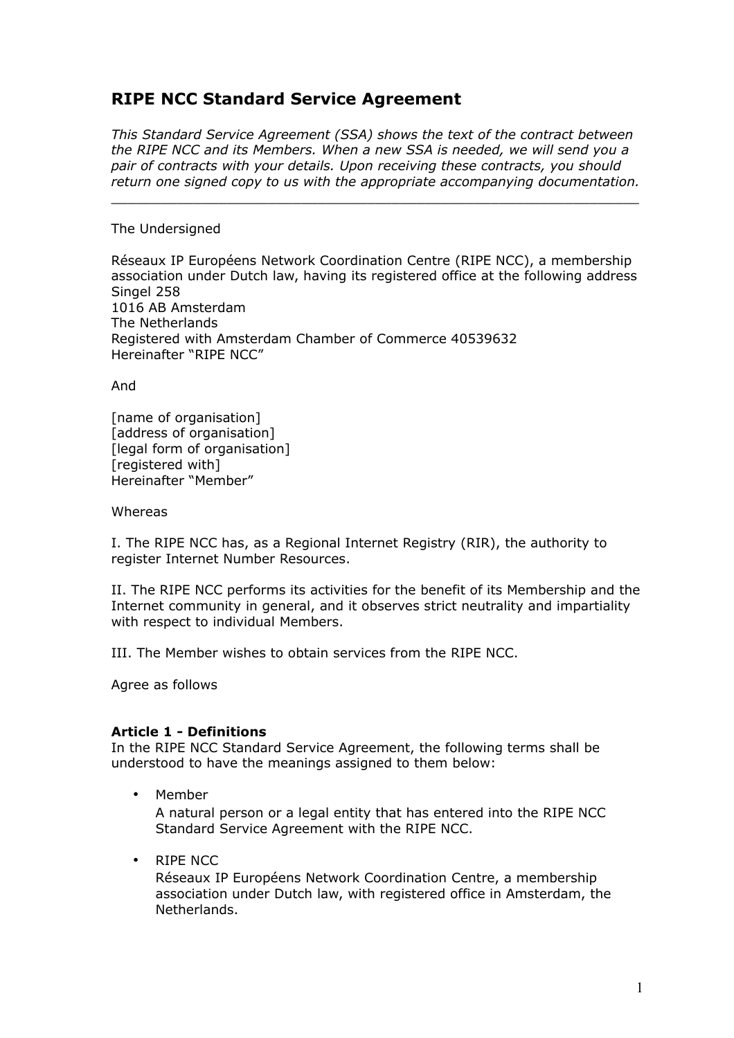# RIPE NCC Standard Service Agreement

*This Standard Service Agreement (SSA) shows the text of the contract between the RIPE NCC and its Members. When a new SSA is needed, we will send you a pair of contracts with your details. Upon receiving these contracts, you should return one signed copy to us with the appropriate accompanying documentation.*

---

The Undersigned

Réseaux IP Européens Network Coordination Centre (RIPE NCC), a membership association under Dutch law, having its registered office at the following address
Singel 258
1016 AB Amsterdam
The Netherlands
Registered with Amsterdam Chamber of Commerce 40539632
Hereinafter "RIPE NCC"

And

[name of organisation]
[address of organisation]
[legal form of organisation]
[registered with]
Hereinafter "Member"

Whereas

I. The RIPE NCC has, as a Regional Internet Registry (RIR), the authority to register Internet Number Resources.

II. The RIPE NCC performs its activities for the benefit of its Membership and the Internet community in general, and it observes strict neutrality and impartiality with respect to individual Members.

III. The Member wishes to obtain services from the RIPE NCC.

Agree as follows

**Article 1 - Definitions**

In the RIPE NCC Standard Service Agreement, the following terms shall be understood to have the meanings assigned to them below:

- Member
  A natural person or a legal entity that has entered into the RIPE NCC Standard Service Agreement with the RIPE NCC.

- RIPE NCC
  Réseaux IP Européens Network Coordination Centre, a membership association under Dutch law, with registered office in Amsterdam, the Netherlands.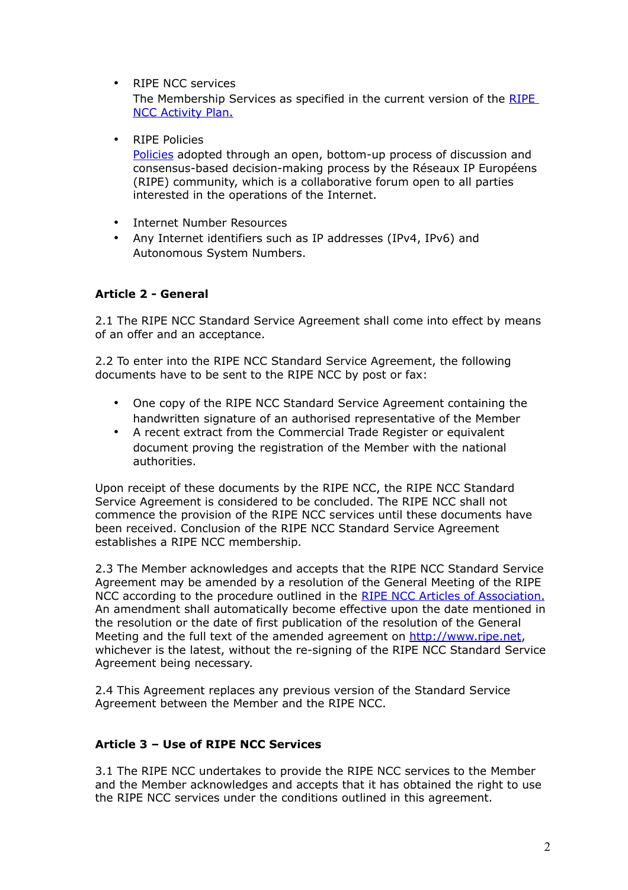- RIPE NCC services
  The Membership Services as specified in the current version of the [RIPE NCC Activity Plan.]()

- RIPE Policies
  [Policies]() adopted through an open, bottom-up process of discussion and consensus-based decision-making process by the Réseaux IP Européens (RIPE) community, which is a collaborative forum open to all parties interested in the operations of the Internet.

- Internet Number Resources
- Any Internet identifiers such as IP addresses (IPv4, IPv6) and Autonomous System Numbers.

**Article 2 - General**

2.1 The RIPE NCC Standard Service Agreement shall come into effect by means of an offer and an acceptance.

2.2 To enter into the RIPE NCC Standard Service Agreement, the following documents have to be sent to the RIPE NCC by post or fax:

- One copy of the RIPE NCC Standard Service Agreement containing the handwritten signature of an authorised representative of the Member
- A recent extract from the Commercial Trade Register or equivalent document proving the registration of the Member with the national authorities.

Upon receipt of these documents by the RIPE NCC, the RIPE NCC Standard Service Agreement is considered to be concluded. The RIPE NCC shall not commence the provision of the RIPE NCC services until these documents have been received. Conclusion of the RIPE NCC Standard Service Agreement establishes a RIPE NCC membership.

2.3 The Member acknowledges and accepts that the RIPE NCC Standard Service Agreement may be amended by a resolution of the General Meeting of the RIPE NCC according to the procedure outlined in the [RIPE NCC Articles of Association.]() An amendment shall automatically become effective upon the date mentioned in the resolution or the date of first publication of the resolution of the General Meeting and the full text of the amended agreement on [http://www.ripe.net](http://www.ripe.net), whichever is the latest, without the re-signing of the RIPE NCC Standard Service Agreement being necessary.

2.4 This Agreement replaces any previous version of the Standard Service Agreement between the Member and the RIPE NCC.

**Article 3 – Use of RIPE NCC Services**

3.1 The RIPE NCC undertakes to provide the RIPE NCC services to the Member and the Member acknowledges and accepts that it has obtained the right to use the RIPE NCC services under the conditions outlined in this agreement.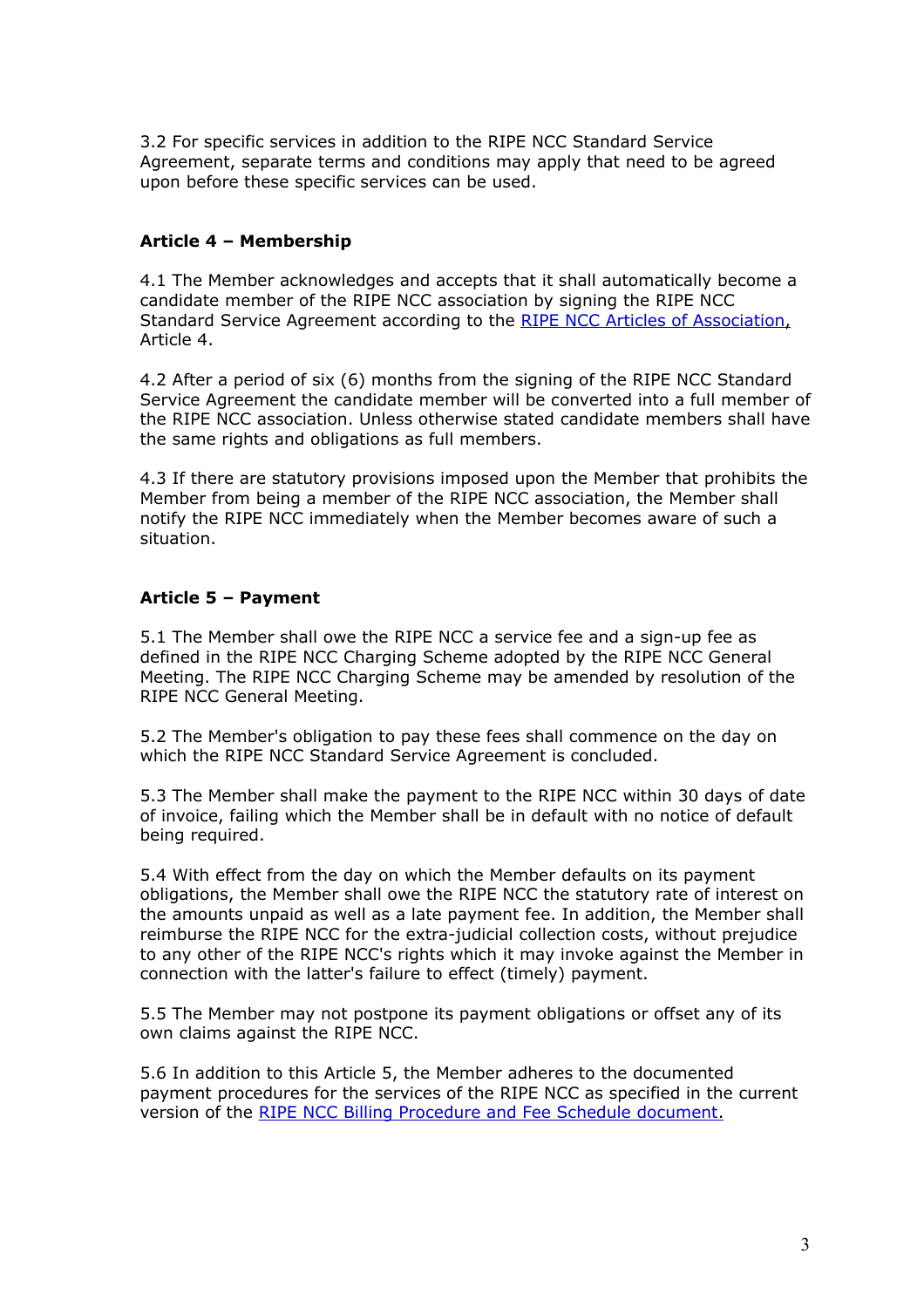3.2 For specific services in addition to the RIPE NCC Standard Service Agreement, separate terms and conditions may apply that need to be agreed upon before these specific services can be used.

### Article 4 – Membership

4.1 The Member acknowledges and accepts that it shall automatically become a candidate member of the RIPE NCC association by signing the RIPE NCC Standard Service Agreement according to the RIPE NCC Articles of Association, Article 4.

4.2 After a period of six (6) months from the signing of the RIPE NCC Standard Service Agreement the candidate member will be converted into a full member of the RIPE NCC association. Unless otherwise stated candidate members shall have the same rights and obligations as full members.

4.3 If there are statutory provisions imposed upon the Member that prohibits the Member from being a member of the RIPE NCC association, the Member shall notify the RIPE NCC immediately when the Member becomes aware of such a situation.

### Article 5 – Payment

5.1 The Member shall owe the RIPE NCC a service fee and a sign-up fee as defined in the RIPE NCC Charging Scheme adopted by the RIPE NCC General Meeting. The RIPE NCC Charging Scheme may be amended by resolution of the RIPE NCC General Meeting.

5.2 The Member's obligation to pay these fees shall commence on the day on which the RIPE NCC Standard Service Agreement is concluded.

5.3 The Member shall make the payment to the RIPE NCC within 30 days of date of invoice, failing which the Member shall be in default with no notice of default being required.

5.4 With effect from the day on which the Member defaults on its payment obligations, the Member shall owe the RIPE NCC the statutory rate of interest on the amounts unpaid as well as a late payment fee. In addition, the Member shall reimburse the RIPE NCC for the extra-judicial collection costs, without prejudice to any other of the RIPE NCC's rights which it may invoke against the Member in connection with the latter's failure to effect (timely) payment.

5.5 The Member may not postpone its payment obligations or offset any of its own claims against the RIPE NCC.

5.6 In addition to this Article 5, the Member adheres to the documented payment procedures for the services of the RIPE NCC as specified in the current version of the RIPE NCC Billing Procedure and Fee Schedule document.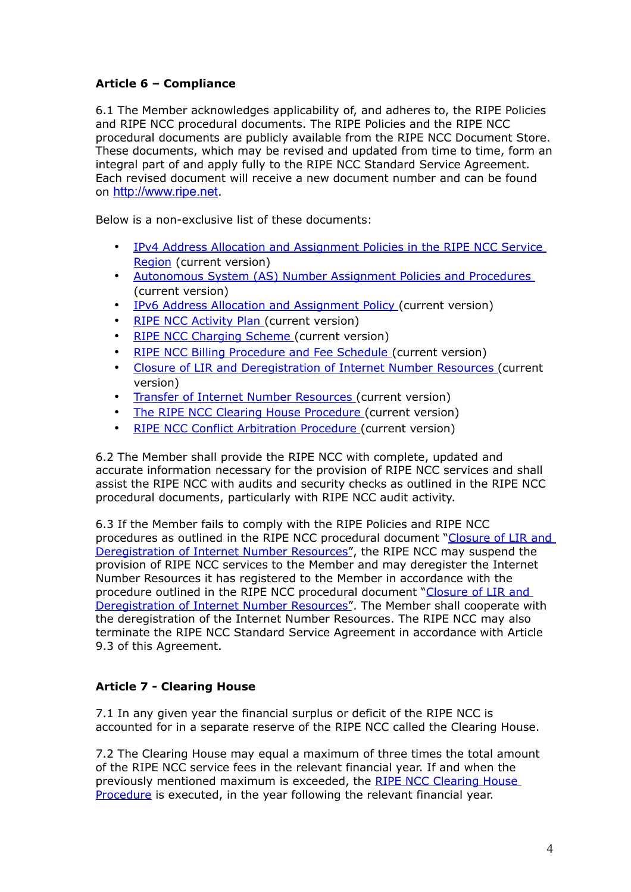**Article 6 – Compliance**

6.1 The Member acknowledges applicability of, and adheres to, the RIPE Policies and RIPE NCC procedural documents. The RIPE Policies and the RIPE NCC procedural documents are publicly available from the RIPE NCC Document Store. These documents, which may be revised and updated from time to time, form an integral part of and apply fully to the RIPE NCC Standard Service Agreement. Each revised document will receive a new document number and can be found on http://www.ripe.net.

Below is a non-exclusive list of these documents:

- IPv4 Address Allocation and Assignment Policies in the RIPE NCC Service Region (current version)
- Autonomous System (AS) Number Assignment Policies and Procedures (current version)
- IPv6 Address Allocation and Assignment Policy (current version)
- RIPE NCC Activity Plan (current version)
- RIPE NCC Charging Scheme (current version)
- RIPE NCC Billing Procedure and Fee Schedule (current version)
- Closure of LIR and Deregistration of Internet Number Resources (current version)
- Transfer of Internet Number Resources (current version)
- The RIPE NCC Clearing House Procedure (current version)
- RIPE NCC Conflict Arbitration Procedure (current version)

6.2 The Member shall provide the RIPE NCC with complete, updated and accurate information necessary for the provision of RIPE NCC services and shall assist the RIPE NCC with audits and security checks as outlined in the RIPE NCC procedural documents, particularly with RIPE NCC audit activity.

6.3 If the Member fails to comply with the RIPE Policies and RIPE NCC procedures as outlined in the RIPE NCC procedural document "Closure of LIR and Deregistration of Internet Number Resources", the RIPE NCC may suspend the provision of RIPE NCC services to the Member and may deregister the Internet Number Resources it has registered to the Member in accordance with the procedure outlined in the RIPE NCC procedural document "Closure of LIR and Deregistration of Internet Number Resources". The Member shall cooperate with the deregistration of the Internet Number Resources. The RIPE NCC may also terminate the RIPE NCC Standard Service Agreement in accordance with Article 9.3 of this Agreement.

**Article 7 - Clearing House**

7.1 In any given year the financial surplus or deficit of the RIPE NCC is accounted for in a separate reserve of the RIPE NCC called the Clearing House.

7.2 The Clearing House may equal a maximum of three times the total amount of the RIPE NCC service fees in the relevant financial year. If and when the previously mentioned maximum is exceeded, the RIPE NCC Clearing House Procedure is executed, in the year following the relevant financial year.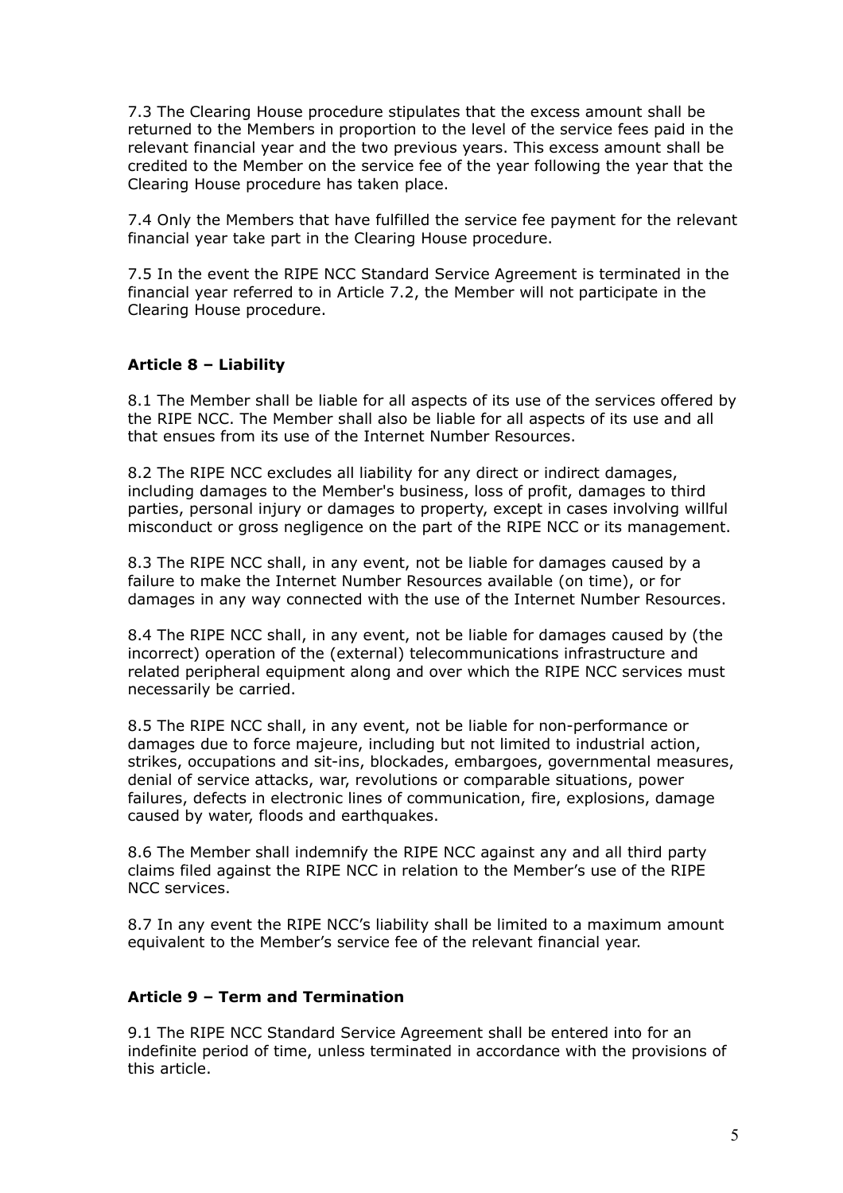7.3 The Clearing House procedure stipulates that the excess amount shall be returned to the Members in proportion to the level of the service fees paid in the relevant financial year and the two previous years. This excess amount shall be credited to the Member on the service fee of the year following the year that the Clearing House procedure has taken place.

7.4 Only the Members that have fulfilled the service fee payment for the relevant financial year take part in the Clearing House procedure.

7.5 In the event the RIPE NCC Standard Service Agreement is terminated in the financial year referred to in Article 7.2, the Member will not participate in the Clearing House procedure.

### Article 8 – Liability

8.1 The Member shall be liable for all aspects of its use of the services offered by the RIPE NCC. The Member shall also be liable for all aspects of its use and all that ensues from its use of the Internet Number Resources.

8.2 The RIPE NCC excludes all liability for any direct or indirect damages, including damages to the Member's business, loss of profit, damages to third parties, personal injury or damages to property, except in cases involving willful misconduct or gross negligence on the part of the RIPE NCC or its management.

8.3 The RIPE NCC shall, in any event, not be liable for damages caused by a failure to make the Internet Number Resources available (on time), or for damages in any way connected with the use of the Internet Number Resources.

8.4 The RIPE NCC shall, in any event, not be liable for damages caused by (the incorrect) operation of the (external) telecommunications infrastructure and related peripheral equipment along and over which the RIPE NCC services must necessarily be carried.

8.5 The RIPE NCC shall, in any event, not be liable for non-performance or damages due to force majeure, including but not limited to industrial action, strikes, occupations and sit-ins, blockades, embargoes, governmental measures, denial of service attacks, war, revolutions or comparable situations, power failures, defects in electronic lines of communication, fire, explosions, damage caused by water, floods and earthquakes.

8.6 The Member shall indemnify the RIPE NCC against any and all third party claims filed against the RIPE NCC in relation to the Member's use of the RIPE NCC services.

8.7 In any event the RIPE NCC's liability shall be limited to a maximum amount equivalent to the Member's service fee of the relevant financial year.

### Article 9 – Term and Termination

9.1 The RIPE NCC Standard Service Agreement shall be entered into for an indefinite period of time, unless terminated in accordance with the provisions of this article.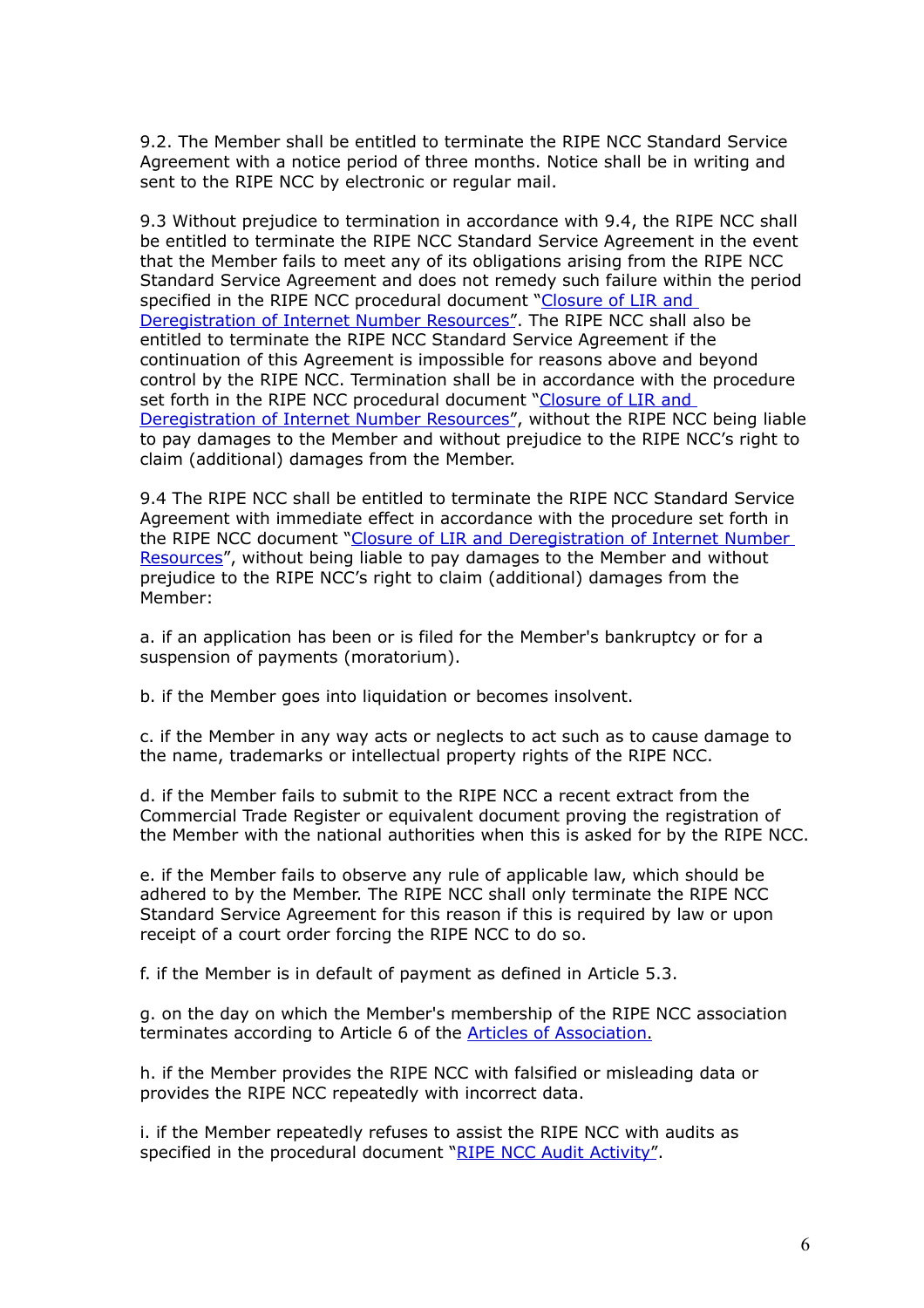9.2. The Member shall be entitled to terminate the RIPE NCC Standard Service Agreement with a notice period of three months. Notice shall be in writing and sent to the RIPE NCC by electronic or regular mail.

9.3 Without prejudice to termination in accordance with 9.4, the RIPE NCC shall be entitled to terminate the RIPE NCC Standard Service Agreement in the event that the Member fails to meet any of its obligations arising from the RIPE NCC Standard Service Agreement and does not remedy such failure within the period specified in the RIPE NCC procedural document "Closure of LIR and Deregistration of Internet Number Resources". The RIPE NCC shall also be entitled to terminate the RIPE NCC Standard Service Agreement if the continuation of this Agreement is impossible for reasons above and beyond control by the RIPE NCC. Termination shall be in accordance with the procedure set forth in the RIPE NCC procedural document "Closure of LIR and Deregistration of Internet Number Resources", without the RIPE NCC being liable to pay damages to the Member and without prejudice to the RIPE NCC's right to claim (additional) damages from the Member.

9.4 The RIPE NCC shall be entitled to terminate the RIPE NCC Standard Service Agreement with immediate effect in accordance with the procedure set forth in the RIPE NCC document "Closure of LIR and Deregistration of Internet Number Resources", without being liable to pay damages to the Member and without prejudice to the RIPE NCC's right to claim (additional) damages from the Member:

a. if an application has been or is filed for the Member's bankruptcy or for a suspension of payments (moratorium).

b. if the Member goes into liquidation or becomes insolvent.

c. if the Member in any way acts or neglects to act such as to cause damage to the name, trademarks or intellectual property rights of the RIPE NCC.

d. if the Member fails to submit to the RIPE NCC a recent extract from the Commercial Trade Register or equivalent document proving the registration of the Member with the national authorities when this is asked for by the RIPE NCC.

e. if the Member fails to observe any rule of applicable law, which should be adhered to by the Member. The RIPE NCC shall only terminate the RIPE NCC Standard Service Agreement for this reason if this is required by law or upon receipt of a court order forcing the RIPE NCC to do so.

f. if the Member is in default of payment as defined in Article 5.3.

g. on the day on which the Member's membership of the RIPE NCC association terminates according to Article 6 of the Articles of Association.

h. if the Member provides the RIPE NCC with falsified or misleading data or provides the RIPE NCC repeatedly with incorrect data.

i. if the Member repeatedly refuses to assist the RIPE NCC with audits as specified in the procedural document "RIPE NCC Audit Activity".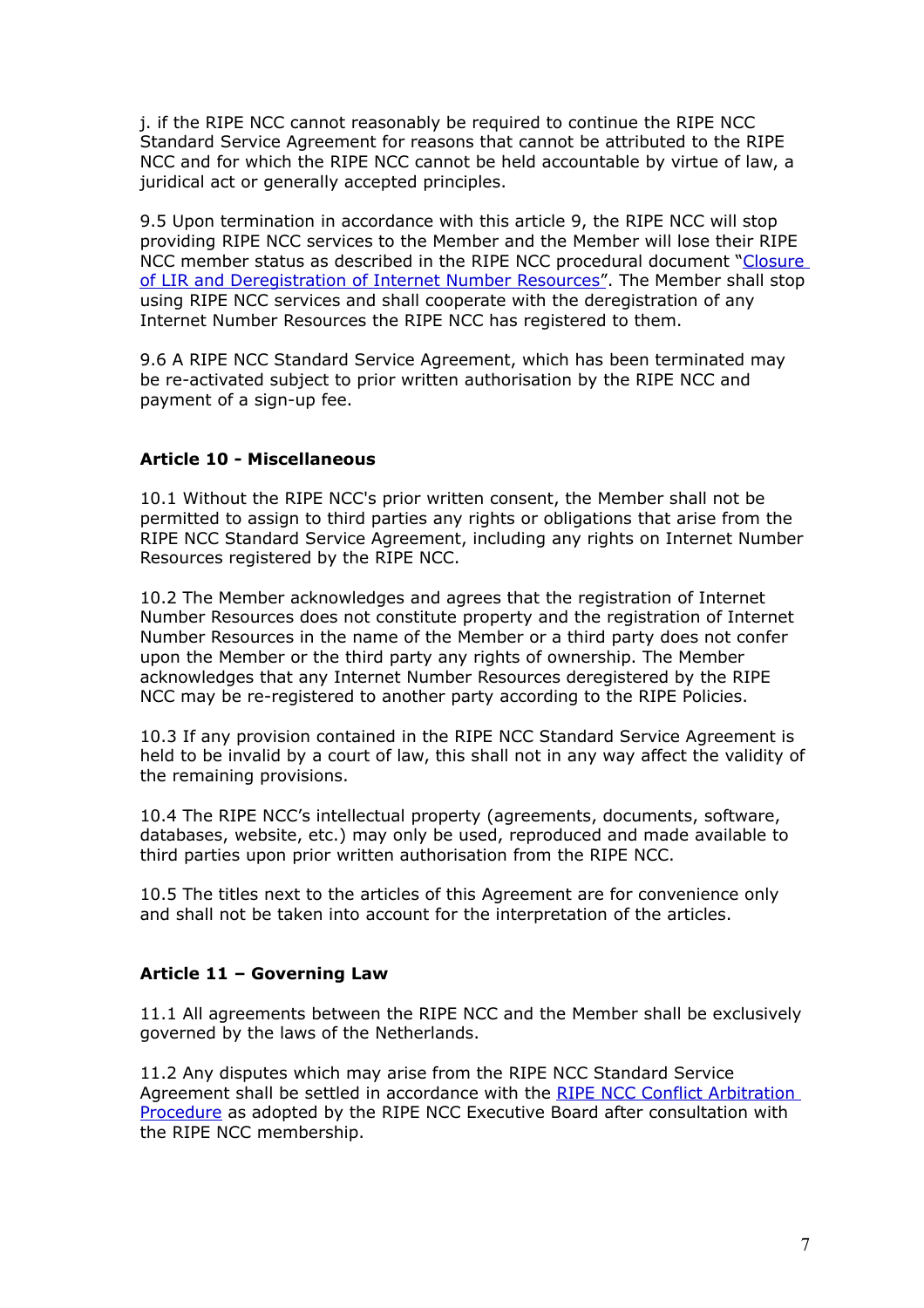j. if the RIPE NCC cannot reasonably be required to continue the RIPE NCC Standard Service Agreement for reasons that cannot be attributed to the RIPE NCC and for which the RIPE NCC cannot be held accountable by virtue of law, a juridical act or generally accepted principles.

9.5 Upon termination in accordance with this article 9, the RIPE NCC will stop providing RIPE NCC services to the Member and the Member will lose their RIPE NCC member status as described in the RIPE NCC procedural document "Closure of LIR and Deregistration of Internet Number Resources". The Member shall stop using RIPE NCC services and shall cooperate with the deregistration of any Internet Number Resources the RIPE NCC has registered to them.

9.6 A RIPE NCC Standard Service Agreement, which has been terminated may be re-activated subject to prior written authorisation by the RIPE NCC and payment of a sign-up fee.

**Article 10 - Miscellaneous**

10.1 Without the RIPE NCC's prior written consent, the Member shall not be permitted to assign to third parties any rights or obligations that arise from the RIPE NCC Standard Service Agreement, including any rights on Internet Number Resources registered by the RIPE NCC.

10.2 The Member acknowledges and agrees that the registration of Internet Number Resources does not constitute property and the registration of Internet Number Resources in the name of the Member or a third party does not confer upon the Member or the third party any rights of ownership. The Member acknowledges that any Internet Number Resources deregistered by the RIPE NCC may be re-registered to another party according to the RIPE Policies.

10.3 If any provision contained in the RIPE NCC Standard Service Agreement is held to be invalid by a court of law, this shall not in any way affect the validity of the remaining provisions.

10.4 The RIPE NCC's intellectual property (agreements, documents, software, databases, website, etc.) may only be used, reproduced and made available to third parties upon prior written authorisation from the RIPE NCC.

10.5 The titles next to the articles of this Agreement are for convenience only and shall not be taken into account for the interpretation of the articles.

**Article 11 – Governing Law**

11.1 All agreements between the RIPE NCC and the Member shall be exclusively governed by the laws of the Netherlands.

11.2 Any disputes which may arise from the RIPE NCC Standard Service Agreement shall be settled in accordance with the RIPE NCC Conflict Arbitration Procedure as adopted by the RIPE NCC Executive Board after consultation with the RIPE NCC membership.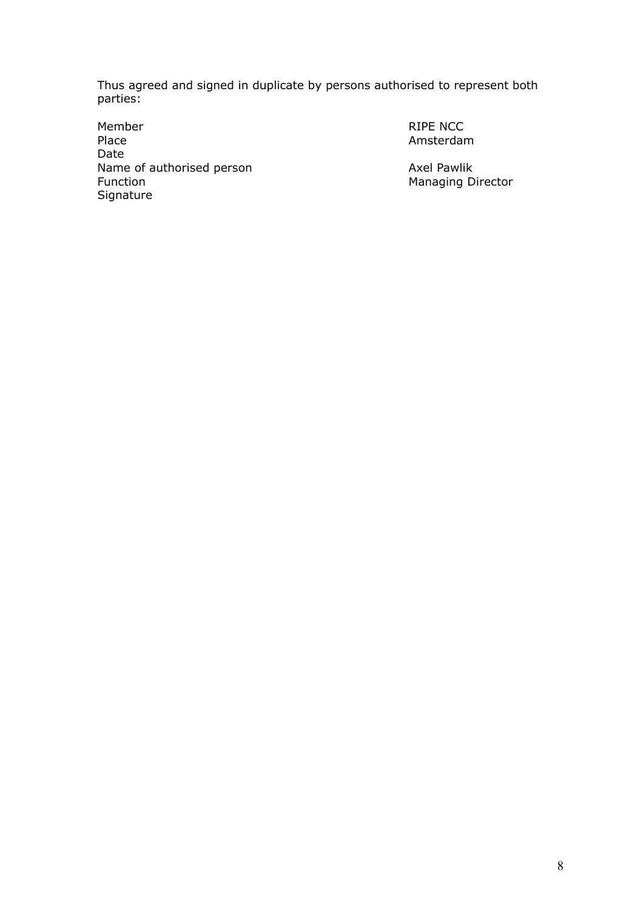Thus agreed and signed in duplicate by persons authorised to represent both parties:

| | |
|---|---|
| Member | RIPE NCC |
| Place | Amsterdam |
| Date | |
| Name of authorised person | Axel Pawlik |
| Function | Managing Director |
| Signature | |